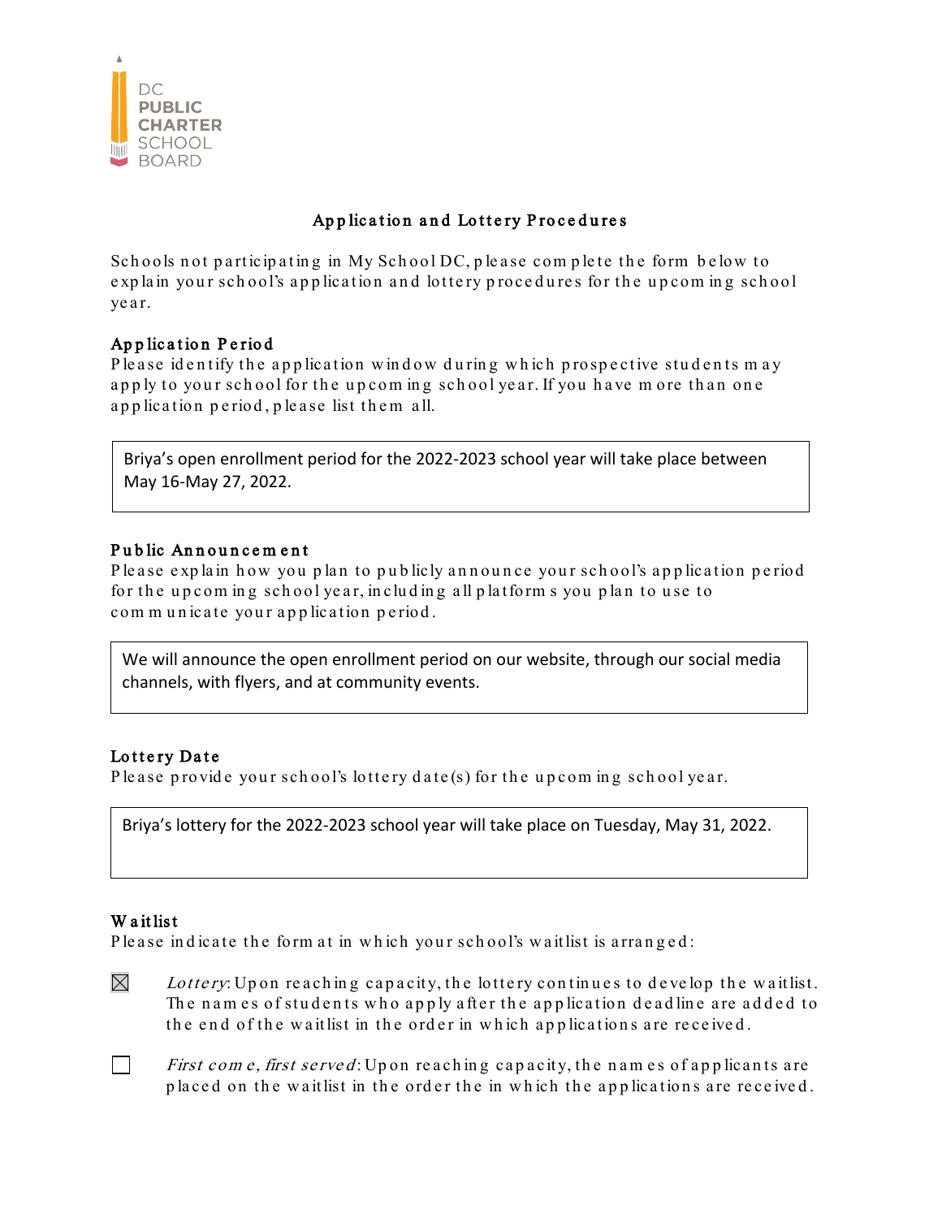DC PUBLIC CHARTER SCHOOL BOARD

## Application and Lottery Procedures

Schools not participating in My School DC, please complete the form below to explain your school's application and lottery procedures for the upcoming school year.

### Application Period

Please identify the application window during which prospective students may apply to your school for the upcoming school year. If you have more than one application period, please list them all.

> Briya's open enrollment period for the 2022-2023 school year will take place between May 16-May 27, 2022.

### Public Announcement

Please explain how you plan to publicly announce your school's application period for the upcoming school year, including all platforms you plan to use to communicate your application period.

> We will announce the open enrollment period on our website, through our social media channels, with flyers, and at community events.

### Lottery Date

Please provide your school's lottery date(s) for the upcoming school year.

> Briya's lottery for the 2022-2023 school year will take place on Tuesday, May 31, 2022.

### Waitlist

Please indicate the format in which your school's waitlist is arranged:

- ☒ *Lottery*: Upon reaching capacity, the lottery continues to develop the waitlist. The names of students who apply after the application deadline are added to the end of the waitlist in the order in which applications are received.
- ☐ *First come, first served*: Upon reaching capacity, the names of applicants are placed on the waitlist in the order the in which the applications are received.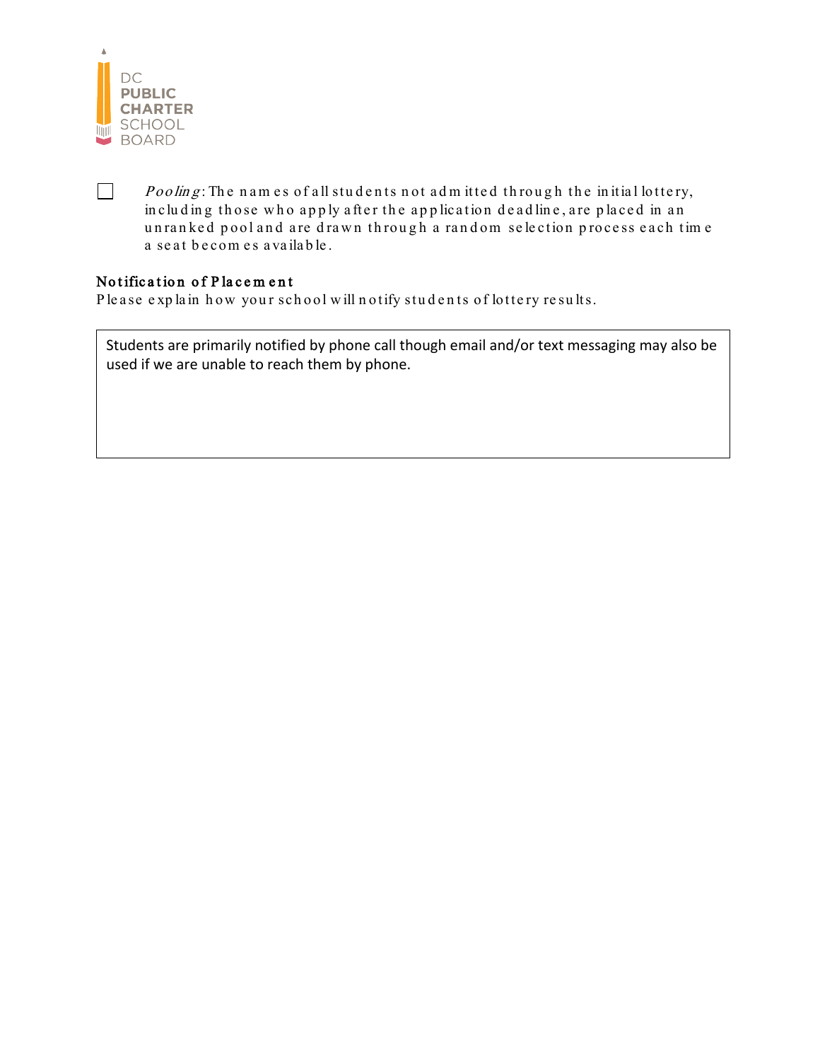DC PUBLIC CHARTER SCHOOL BOARD

☐ *Pooling*: The names of all students not admitted through the initial lottery, including those who apply after the application deadline, are placed in an unranked pool and are drawn through a random selection process each time a seat becomes available.

**Notification of Placement**

Please explain how your school will notify students of lottery results.

| |
|---|
| Students are primarily notified by phone call though email and/or text messaging may also be used if we are unable to reach them by phone. |